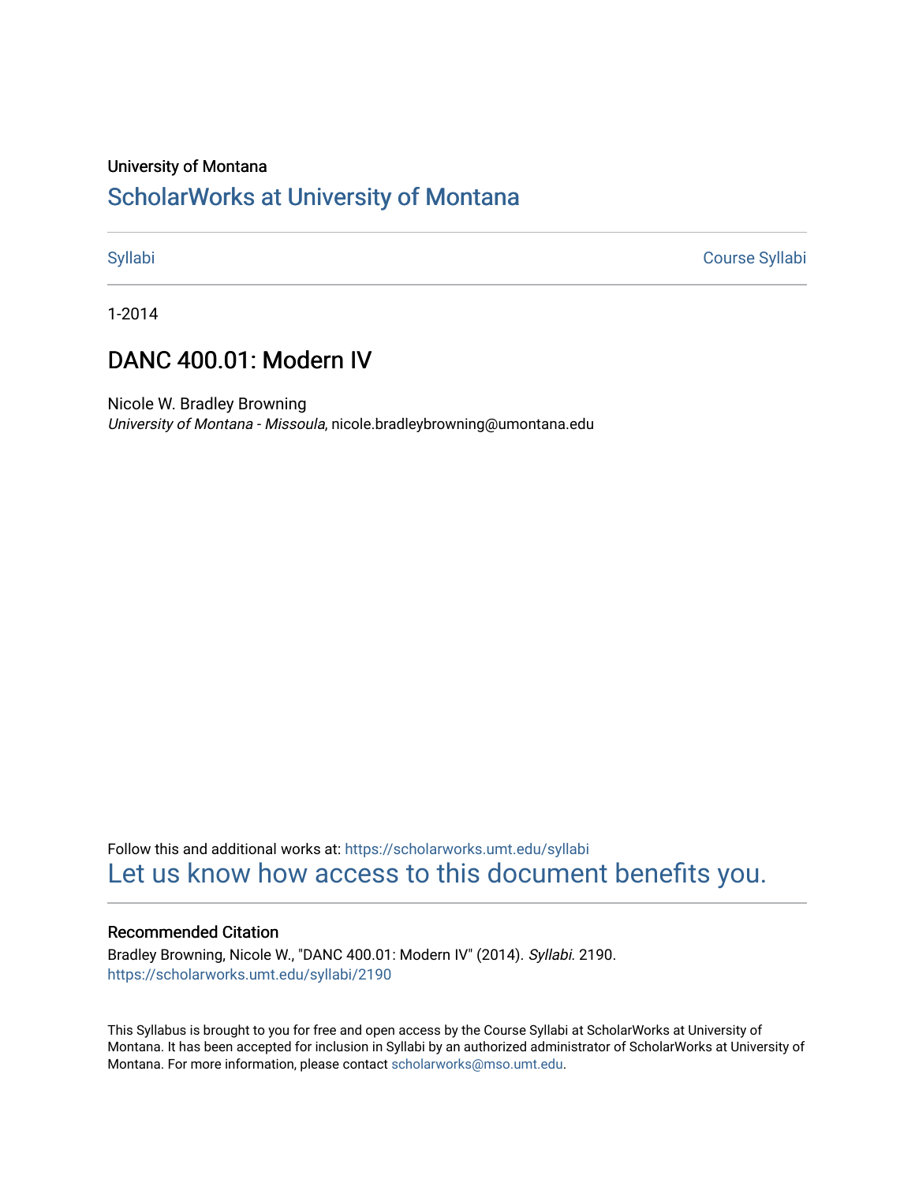University of Montana

# ScholarWorks at University of Montana

Syllabi | Course Syllabi

1-2014

## DANC 400.01: Modern IV

Nicole W. Bradley Browning
*University of Montana - Missoula*, nicole.bradleybrowning@umontana.edu

Follow this and additional works at: https://scholarworks.umt.edu/syllabi
Let us know how access to this document benefits you.

### Recommended Citation

Bradley Browning, Nicole W., "DANC 400.01: Modern IV" (2014). *Syllabi*. 2190.
https://scholarworks.umt.edu/syllabi/2190

This Syllabus is brought to you for free and open access by the Course Syllabi at ScholarWorks at University of Montana. It has been accepted for inclusion in Syllabi by an authorized administrator of ScholarWorks at University of Montana. For more information, please contact scholarworks@mso.umt.edu.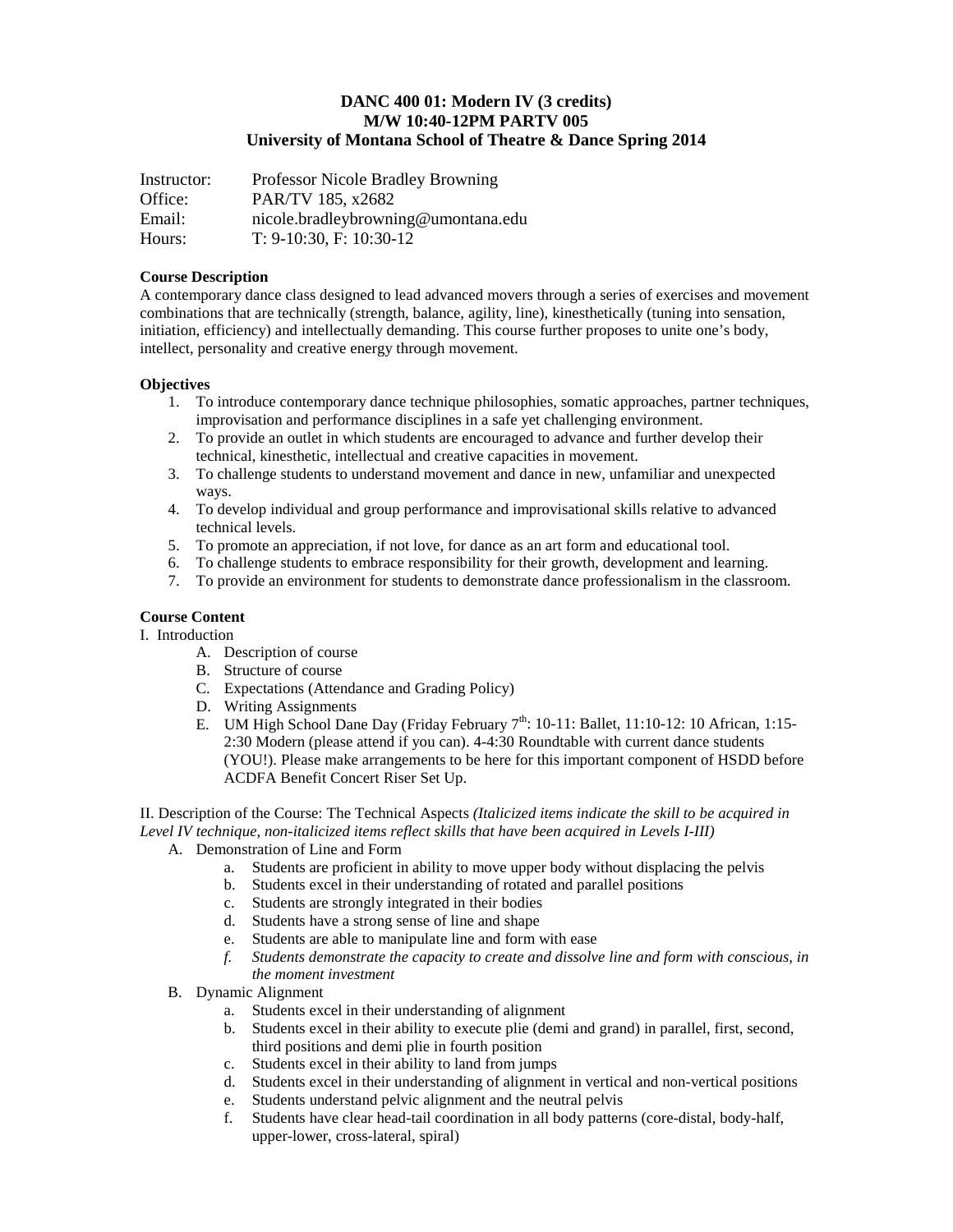# DANC 400 01: Modern IV (3 credits)
## M/W 10:40-12PM PARTV 005
## University of Montana School of Theatre & Dance Spring 2014

Instructor: Professor Nicole Bradley Browning
Office: PAR/TV 185, x2682
Email: nicole.bradleybrowning@umontana.edu
Hours: T: 9-10:30, F: 10:30-12

**Course Description**

A contemporary dance class designed to lead advanced movers through a series of exercises and movement combinations that are technically (strength, balance, agility, line), kinesthetically (tuning into sensation, initiation, efficiency) and intellectually demanding. This course further proposes to unite one's body, intellect, personality and creative energy through movement.

**Objectives**

1. To introduce contemporary dance technique philosophies, somatic approaches, partner techniques, improvisation and performance disciplines in a safe yet challenging environment.
2. To provide an outlet in which students are encouraged to advance and further develop their technical, kinesthetic, intellectual and creative capacities in movement.
3. To challenge students to understand movement and dance in new, unfamiliar and unexpected ways.
4. To develop individual and group performance and improvisational skills relative to advanced technical levels.
5. To promote an appreciation, if not love, for dance as an art form and educational tool.
6. To challenge students to embrace responsibility for their growth, development and learning.
7. To provide an environment for students to demonstrate dance professionalism in the classroom.

**Course Content**

I. Introduction
   A. Description of course
   B. Structure of course
   C. Expectations (Attendance and Grading Policy)
   D. Writing Assignments
   E. UM High School Dane Day (Friday February 7th: 10-11: Ballet, 11:10-12: 10 African, 1:15-2:30 Modern (please attend if you can). 4-4:30 Roundtable with current dance students (YOU!). Please make arrangements to be here for this important component of HSDD before ACDFA Benefit Concert Riser Set Up.

II. Description of the Course: The Technical Aspects *(Italicized items indicate the skill to be acquired in Level IV technique, non-italicized items reflect skills that have been acquired in Levels I-III)*
   A. Demonstration of Line and Form
      a. Students are proficient in ability to move upper body without displacing the pelvis
      b. Students excel in their understanding of rotated and parallel positions
      c. Students are strongly integrated in their bodies
      d. Students have a strong sense of line and shape
      e. Students are able to manipulate line and form with ease
      f. *Students demonstrate the capacity to create and dissolve line and form with conscious, in the moment investment*
   B. Dynamic Alignment
      a. Students excel in their understanding of alignment
      b. Students excel in their ability to execute plie (demi and grand) in parallel, first, second, third positions and demi plie in fourth position
      c. Students excel in their ability to land from jumps
      d. Students excel in their understanding of alignment in vertical and non-vertical positions
      e. Students understand pelvic alignment and the neutral pelvis
      f. Students have clear head-tail coordination in all body patterns (core-distal, body-half, upper-lower, cross-lateral, spiral)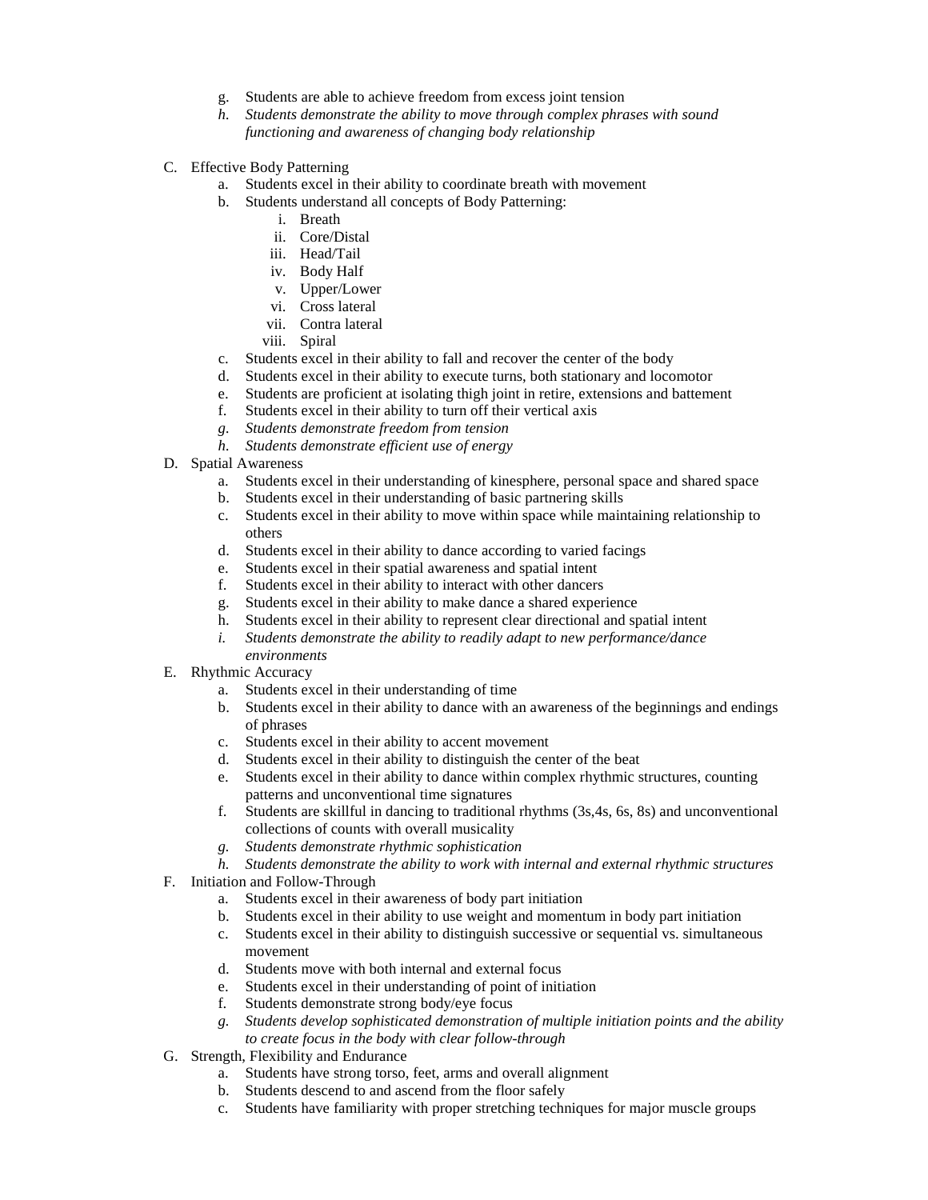g. Students are able to achieve freedom from excess joint tension
   h. *Students demonstrate the ability to move through complex phrases with sound functioning and awareness of changing body relationship*

C. Effective Body Patterning
   a. Students excel in their ability to coordinate breath with movement
   b. Students understand all concepts of Body Patterning:
      i. Breath
      ii. Core/Distal
      iii. Head/Tail
      iv. Body Half
      v. Upper/Lower
      vi. Cross lateral
      vii. Contra lateral
      viii. Spiral
   c. Students excel in their ability to fall and recover the center of the body
   d. Students excel in their ability to execute turns, both stationary and locomotor
   e. Students are proficient at isolating thigh joint in retire, extensions and battement
   f. Students excel in their ability to turn off their vertical axis
   g. *Students demonstrate freedom from tension*
   h. *Students demonstrate efficient use of energy*

D. Spatial Awareness
   a. Students excel in their understanding of kinesphere, personal space and shared space
   b. Students excel in their understanding of basic partnering skills
   c. Students excel in their ability to move within space while maintaining relationship to others
   d. Students excel in their ability to dance according to varied facings
   e. Students excel in their spatial awareness and spatial intent
   f. Students excel in their ability to interact with other dancers
   g. Students excel in their ability to make dance a shared experience
   h. Students excel in their ability to represent clear directional and spatial intent
   i. *Students demonstrate the ability to readily adapt to new performance/dance environments*

E. Rhythmic Accuracy
   a. Students excel in their understanding of time
   b. Students excel in their ability to dance with an awareness of the beginnings and endings of phrases
   c. Students excel in their ability to accent movement
   d. Students excel in their ability to distinguish the center of the beat
   e. Students excel in their ability to dance within complex rhythmic structures, counting patterns and unconventional time signatures
   f. Students are skillful in dancing to traditional rhythms (3s,4s, 6s, 8s) and unconventional collections of counts with overall musicality
   g. *Students demonstrate rhythmic sophistication*
   h. *Students demonstrate the ability to work with internal and external rhythmic structures*

F. Initiation and Follow-Through
   a. Students excel in their awareness of body part initiation
   b. Students excel in their ability to use weight and momentum in body part initiation
   c. Students excel in their ability to distinguish successive or sequential vs. simultaneous movement
   d. Students move with both internal and external focus
   e. Students excel in their understanding of point of initiation
   f. Students demonstrate strong body/eye focus
   g. *Students develop sophisticated demonstration of multiple initiation points and the ability to create focus in the body with clear follow-through*

G. Strength, Flexibility and Endurance
   a. Students have strong torso, feet, arms and overall alignment
   b. Students descend to and ascend from the floor safely
   c. Students have familiarity with proper stretching techniques for major muscle groups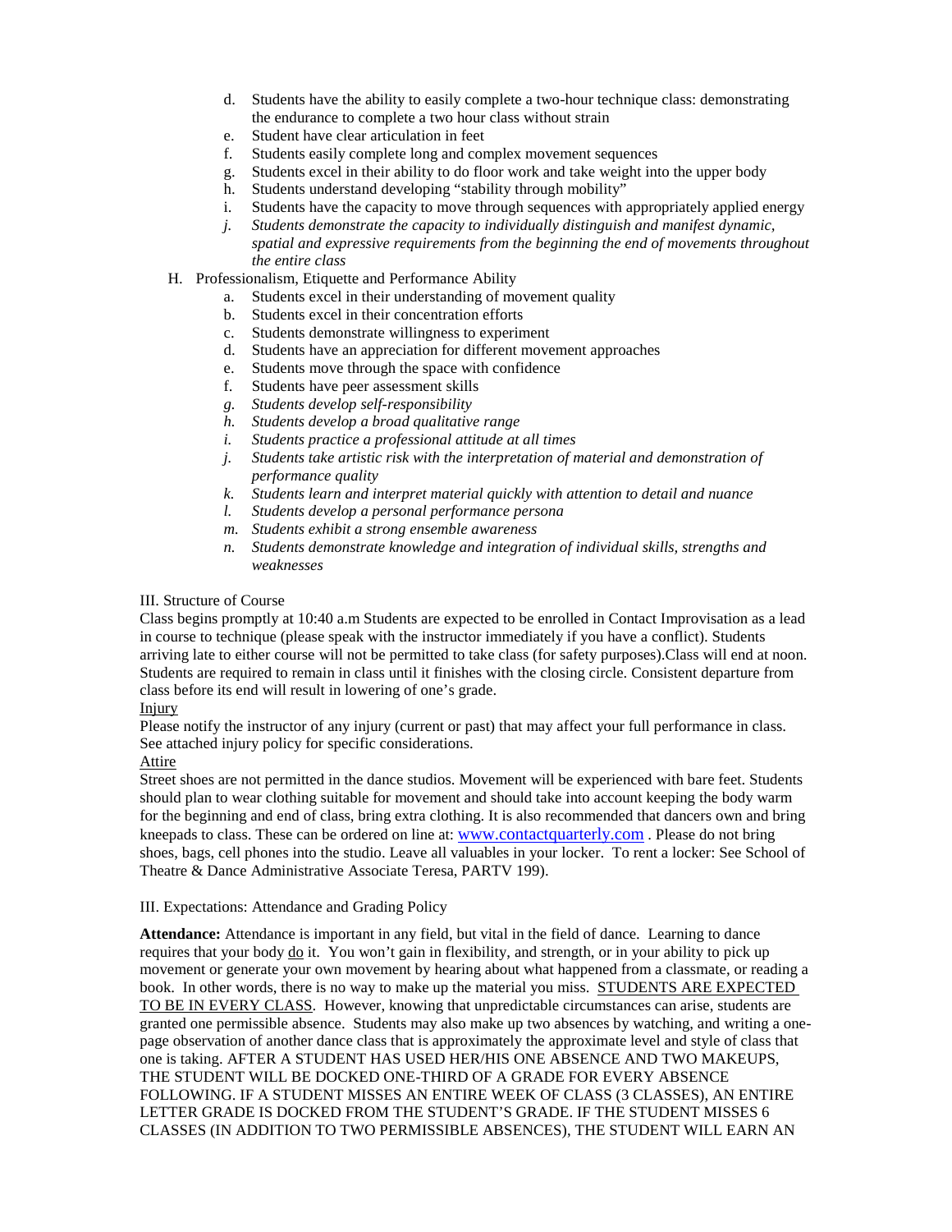d. Students have the ability to easily complete a two-hour technique class: demonstrating the endurance to complete a two hour class without strain
e. Student have clear articulation in feet
f. Students easily complete long and complex movement sequences
g. Students excel in their ability to do floor work and take weight into the upper body
h. Students understand developing "stability through mobility"
i. Students have the capacity to move through sequences with appropriately applied energy
j. *Students demonstrate the capacity to individually distinguish and manifest dynamic, spatial and expressive requirements from the beginning the end of movements throughout the entire class*

H. Professionalism, Etiquette and Performance Ability
a. Students excel in their understanding of movement quality
b. Students excel in their concentration efforts
c. Students demonstrate willingness to experiment
d. Students have an appreciation for different movement approaches
e. Students move through the space with confidence
f. Students have peer assessment skills
g. *Students develop self-responsibility*
h. *Students develop a broad qualitative range*
i. *Students practice a professional attitude at all times*
j. *Students take artistic risk with the interpretation of material and demonstration of performance quality*
k. *Students learn and interpret material quickly with attention to detail and nuance*
l. *Students develop a personal performance persona*
m. *Students exhibit a strong ensemble awareness*
n. *Students demonstrate knowledge and integration of individual skills, strengths and weaknesses*

III. Structure of Course

Class begins promptly at 10:40 a.m Students are expected to be enrolled in Contact Improvisation as a lead in course to technique (please speak with the instructor immediately if you have a conflict). Students arriving late to either course will not be permitted to take class (for safety purposes).Class will end at noon. Students are required to remain in class until it finishes with the closing circle. Consistent departure from class before its end will result in lowering of one's grade.

<u>Injury</u>

Please notify the instructor of any injury (current or past) that may affect your full performance in class. See attached injury policy for specific considerations.

<u>Attire</u>

Street shoes are not permitted in the dance studios. Movement will be experienced with bare feet. Students should plan to wear clothing suitable for movement and should take into account keeping the body warm for the beginning and end of class, bring extra clothing. It is also recommended that dancers own and bring kneepads to class. These can be ordered on line at: www.contactquarterly.com . Please do not bring shoes, bags, cell phones into the studio. Leave all valuables in your locker. To rent a locker: See School of Theatre & Dance Administrative Associate Teresa, PARTV 199).

III. Expectations: Attendance and Grading Policy

**Attendance:** Attendance is important in any field, but vital in the field of dance. Learning to dance requires that your body <u>do</u> it. You won't gain in flexibility, and strength, or in your ability to pick up movement or generate your own movement by hearing about what happened from a classmate, or reading a book. In other words, there is no way to make up the material you miss. <u>STUDENTS ARE EXPECTED TO BE IN EVERY CLASS</u>. However, knowing that unpredictable circumstances can arise, students are granted one permissible absence. Students may also make up two absences by watching, and writing a one-page observation of another dance class that is approximately the approximate level and style of class that one is taking. AFTER A STUDENT HAS USED HER/HIS ONE ABSENCE AND TWO MAKEUPS, THE STUDENT WILL BE DOCKED ONE-THIRD OF A GRADE FOR EVERY ABSENCE FOLLOWING. IF A STUDENT MISSES AN ENTIRE WEEK OF CLASS (3 CLASSES), AN ENTIRE LETTER GRADE IS DOCKED FROM THE STUDENT'S GRADE. IF THE STUDENT MISSES 6 CLASSES (IN ADDITION TO TWO PERMISSIBLE ABSENCES), THE STUDENT WILL EARN AN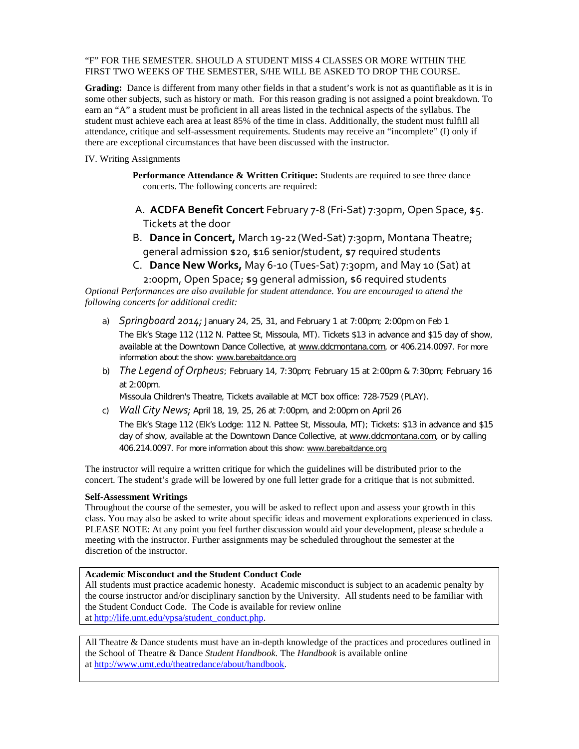"F" FOR THE SEMESTER. SHOULD A STUDENT MISS 4 CLASSES OR MORE WITHIN THE FIRST TWO WEEKS OF THE SEMESTER, S/HE WILL BE ASKED TO DROP THE COURSE.

**Grading:** Dance is different from many other fields in that a student's work is not as quantifiable as it is in some other subjects, such as history or math. For this reason grading is not assigned a point breakdown. To earn an "A" a student must be proficient in all areas listed in the technical aspects of the syllabus. The student must achieve each area at least 85% of the time in class. Additionally, the student must fulfill all attendance, critique and self-assessment requirements. Students may receive an "incomplete" (I) only if there are exceptional circumstances that have been discussed with the instructor.

IV. Writing Assignments

**Performance Attendance & Written Critique:** Students are required to see three dance concerts. The following concerts are required:

A. **ACDFA Benefit Concert** February 7-8 (Fri-Sat) 7:30pm, Open Space, $5. Tickets at the door
B. **Dance in Concert,** March 19-22 (Wed-Sat) 7:30pm, Montana Theatre; general admission $20, $16 senior/student, $7 required students
C. **Dance New Works,** May 6-10 (Tues-Sat) 7:30pm, and May 10 (Sat) at 2:00pm, Open Space; $9 general admission, $6 required students

*Optional Performances are also available for student attendance. You are encouraged to attend the following concerts for additional credit:*

a) *Springboard 2014;* January 24, 25, 31, and February 1 at 7:00pm; 2:00pm on Feb 1
The Elk's Stage 112 (112 N. Pattee St, Missoula, MT). Tickets $13 in advance and $15 day of show, available at the Downtown Dance Collective, at www.ddcmontana.com, or 406.214.0097. For more information about the show: www.barebaitdance.org

b) *The Legend of Orpheus*; February 14, 7:30pm; February 15 at 2:00pm & 7:30pm; February 16 at 2:00pm.
Missoula Children's Theatre, Tickets available at MCT box office: 728-7529 (PLAY).

c) *Wall City News;* April 18, 19, 25, 26 at 7:00pm, and 2:00pm on April 26
The Elk's Stage 112 (Elk's Lodge: 112 N. Pattee St, Missoula, MT); Tickets: $13 in advance and $15 day of show, available at the Downtown Dance Collective, at www.ddcmontana.com, or by calling 406.214.0097. For more information about this show: www.barebaitdance.org

The instructor will require a written critique for which the guidelines will be distributed prior to the concert. The student's grade will be lowered by one full letter grade for a critique that is not submitted.

**Self-Assessment Writings**
Throughout the course of the semester, you will be asked to reflect upon and assess your growth in this class. You may also be asked to write about specific ideas and movement explorations experienced in class. PLEASE NOTE: At any point you feel further discussion would aid your development, please schedule a meeting with the instructor. Further assignments may be scheduled throughout the semester at the discretion of the instructor.

**Academic Misconduct and the Student Conduct Code**
All students must practice academic honesty. Academic misconduct is subject to an academic penalty by the course instructor and/or disciplinary sanction by the University. All students need to be familiar with the Student Conduct Code. The Code is available for review online at http://life.umt.edu/vpsa/student_conduct.php.

All Theatre & Dance students must have an in-depth knowledge of the practices and procedures outlined in the School of Theatre & Dance *Student Handbook*. The *Handbook* is available online at http://www.umt.edu/theatredance/about/handbook.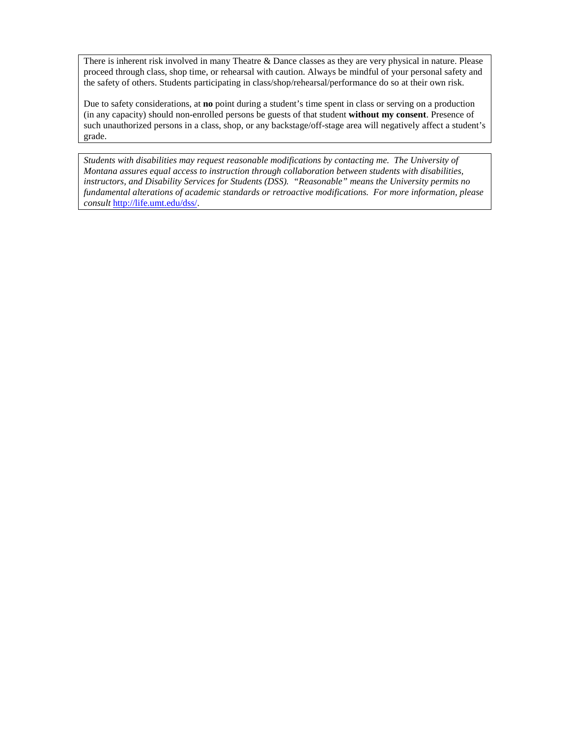There is inherent risk involved in many Theatre & Dance classes as they are very physical in nature. Please proceed through class, shop time, or rehearsal with caution. Always be mindful of your personal safety and the safety of others. Students participating in class/shop/rehearsal/performance do so at their own risk.

Due to safety considerations, at **no** point during a student's time spent in class or serving on a production (in any capacity) should non-enrolled persons be guests of that student **without my consent**. Presence of such unauthorized persons in a class, shop, or any backstage/off-stage area will negatively affect a student's grade.

*Students with disabilities may request reasonable modifications by contacting me. The University of Montana assures equal access to instruction through collaboration between students with disabilities, instructors, and Disability Services for Students (DSS). "Reasonable" means the University permits no fundamental alterations of academic standards or retroactive modifications. For more information, please consult* [http://life.umt.edu/dss/](http://life.umt.edu/dss/).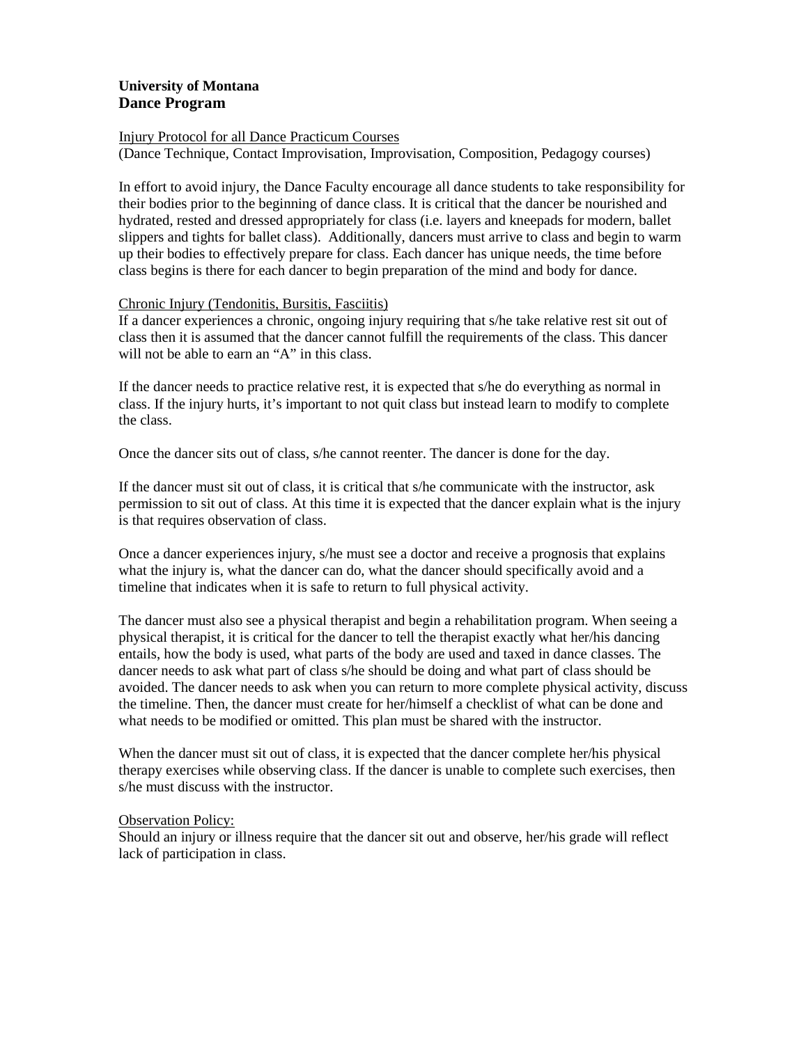**University of Montana**
**Dance Program**

Injury Protocol for all Dance Practicum Courses
(Dance Technique, Contact Improvisation, Improvisation, Composition, Pedagogy courses)

In effort to avoid injury, the Dance Faculty encourage all dance students to take responsibility for their bodies prior to the beginning of dance class. It is critical that the dancer be nourished and hydrated, rested and dressed appropriately for class (i.e. layers and kneepads for modern, ballet slippers and tights for ballet class). Additionally, dancers must arrive to class and begin to warm up their bodies to effectively prepare for class. Each dancer has unique needs, the time before class begins is there for each dancer to begin preparation of the mind and body for dance.

Chronic Injury (Tendonitis, Bursitis, Fasciitis)
If a dancer experiences a chronic, ongoing injury requiring that s/he take relative rest sit out of class then it is assumed that the dancer cannot fulfill the requirements of the class. This dancer will not be able to earn an "A" in this class.

If the dancer needs to practice relative rest, it is expected that s/he do everything as normal in class. If the injury hurts, it's important to not quit class but instead learn to modify to complete the class.

Once the dancer sits out of class, s/he cannot reenter. The dancer is done for the day.

If the dancer must sit out of class, it is critical that s/he communicate with the instructor, ask permission to sit out of class. At this time it is expected that the dancer explain what is the injury is that requires observation of class.

Once a dancer experiences injury, s/he must see a doctor and receive a prognosis that explains what the injury is, what the dancer can do, what the dancer should specifically avoid and a timeline that indicates when it is safe to return to full physical activity.

The dancer must also see a physical therapist and begin a rehabilitation program. When seeing a physical therapist, it is critical for the dancer to tell the therapist exactly what her/his dancing entails, how the body is used, what parts of the body are used and taxed in dance classes. The dancer needs to ask what part of class s/he should be doing and what part of class should be avoided. The dancer needs to ask when you can return to more complete physical activity, discuss the timeline. Then, the dancer must create for her/himself a checklist of what can be done and what needs to be modified or omitted. This plan must be shared with the instructor.

When the dancer must sit out of class, it is expected that the dancer complete her/his physical therapy exercises while observing class. If the dancer is unable to complete such exercises, then s/he must discuss with the instructor.

Observation Policy:
Should an injury or illness require that the dancer sit out and observe, her/his grade will reflect lack of participation in class.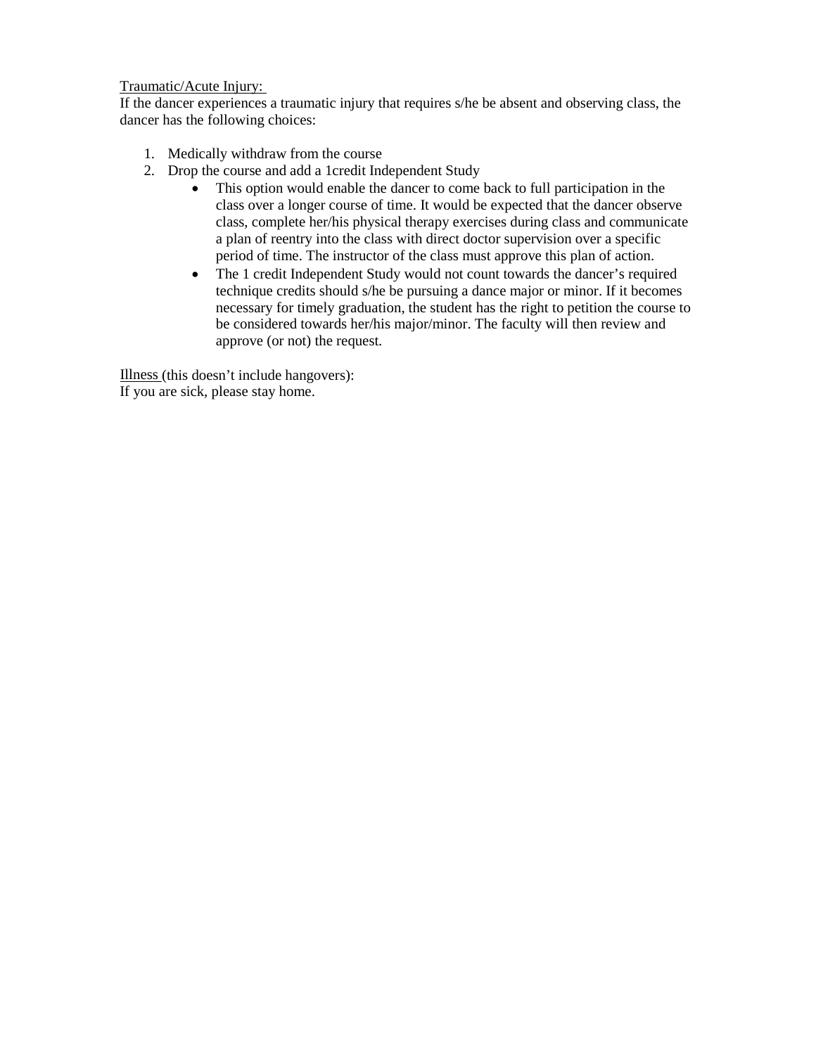<u>Traumatic/Acute Injury:</u>
If the dancer experiences a traumatic injury that requires s/he be absent and observing class, the dancer has the following choices:

1. Medically withdraw from the course
2. Drop the course and add a 1credit Independent Study
   - This option would enable the dancer to come back to full participation in the class over a longer course of time. It would be expected that the dancer observe class, complete her/his physical therapy exercises during class and communicate a plan of reentry into the class with direct doctor supervision over a specific period of time. The instructor of the class must approve this plan of action.
   - The 1 credit Independent Study would not count towards the dancer's required technique credits should s/he be pursuing a dance major or minor. If it becomes necessary for timely graduation, the student has the right to petition the course to be considered towards her/his major/minor. The faculty will then review and approve (or not) the request.

<u>Illness</u> (this doesn't include hangovers):
If you are sick, please stay home.